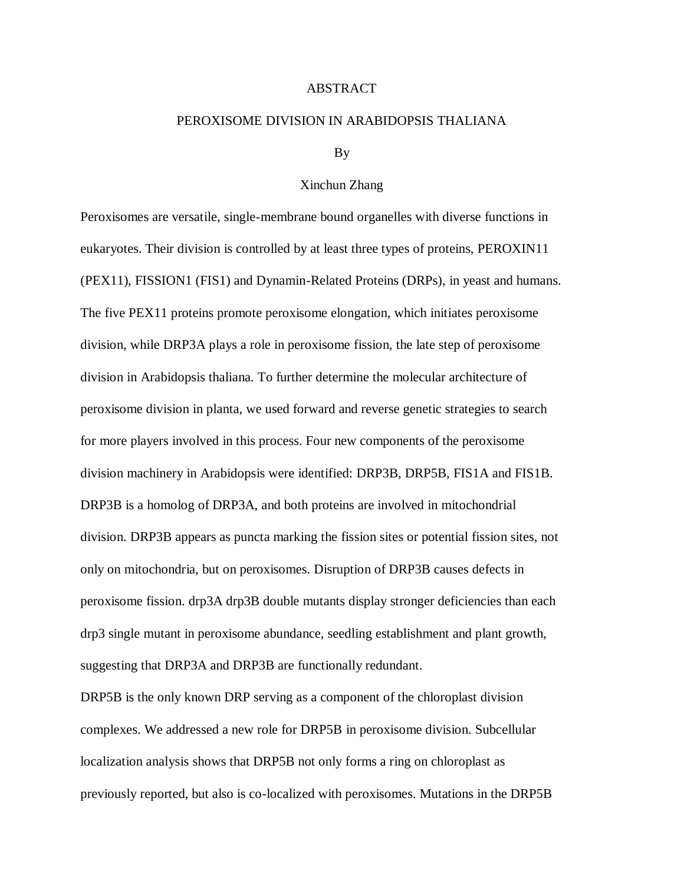# ABSTRACT

## PEROXISOME DIVISION IN ARABIDOPSIS THALIANA

By

Xinchun Zhang

Peroxisomes are versatile, single-membrane bound organelles with diverse functions in eukaryotes. Their division is controlled by at least three types of proteins, PEROXIN11 (PEX11), FISSION1 (FIS1) and Dynamin-Related Proteins (DRPs), in yeast and humans. The five PEX11 proteins promote peroxisome elongation, which initiates peroxisome division, while DRP3A plays a role in peroxisome fission, the late step of peroxisome division in Arabidopsis thaliana. To further determine the molecular architecture of peroxisome division in planta, we used forward and reverse genetic strategies to search for more players involved in this process. Four new components of the peroxisome division machinery in Arabidopsis were identified: DRP3B, DRP5B, FIS1A and FIS1B. DRP3B is a homolog of DRP3A, and both proteins are involved in mitochondrial division. DRP3B appears as puncta marking the fission sites or potential fission sites, not only on mitochondria, but on peroxisomes. Disruption of DRP3B causes defects in peroxisome fission. drp3A drp3B double mutants display stronger deficiencies than each drp3 single mutant in peroxisome abundance, seedling establishment and plant growth, suggesting that DRP3A and DRP3B are functionally redundant.

DRP5B is the only known DRP serving as a component of the chloroplast division complexes. We addressed a new role for DRP5B in peroxisome division. Subcellular localization analysis shows that DRP5B not only forms a ring on chloroplast as previously reported, but also is co-localized with peroxisomes. Mutations in the DRP5B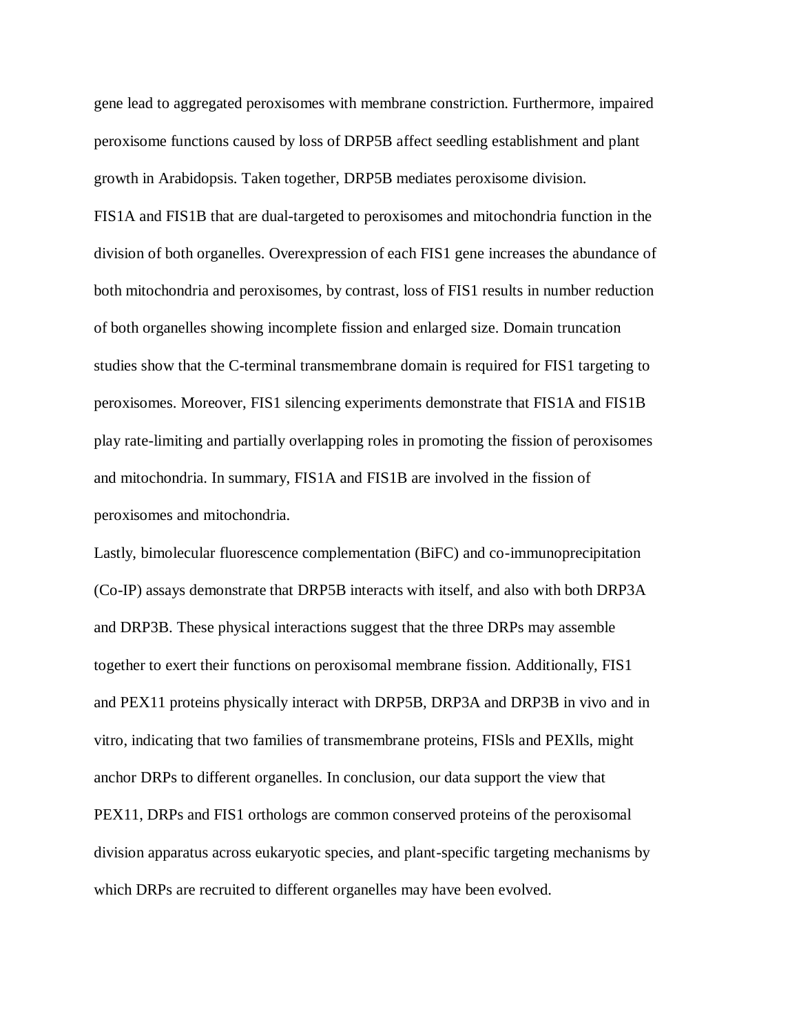gene lead to aggregated peroxisomes with membrane constriction. Furthermore, impaired peroxisome functions caused by loss of DRP5B affect seedling establishment and plant growth in Arabidopsis. Taken together, DRP5B mediates peroxisome division.

FIS1A and FIS1B that are dual-targeted to peroxisomes and mitochondria function in the division of both organelles. Overexpression of each FIS1 gene increases the abundance of both mitochondria and peroxisomes, by contrast, loss of FIS1 results in number reduction of both organelles showing incomplete fission and enlarged size. Domain truncation studies show that the C-terminal transmembrane domain is required for FIS1 targeting to peroxisomes. Moreover, FIS1 silencing experiments demonstrate that FIS1A and FIS1B play rate-limiting and partially overlapping roles in promoting the fission of peroxisomes and mitochondria. In summary, FIS1A and FIS1B are involved in the fission of peroxisomes and mitochondria.

Lastly, bimolecular fluorescence complementation (BiFC) and co-immunoprecipitation (Co-IP) assays demonstrate that DRP5B interacts with itself, and also with both DRP3A and DRP3B. These physical interactions suggest that the three DRPs may assemble together to exert their functions on peroxisomal membrane fission. Additionally, FIS1 and PEX11 proteins physically interact with DRP5B, DRP3A and DRP3B in vivo and in vitro, indicating that two families of transmembrane proteins, FISls and PEXlls, might anchor DRPs to different organelles. In conclusion, our data support the view that PEX11, DRPs and FIS1 orthologs are common conserved proteins of the peroxisomal division apparatus across eukaryotic species, and plant-specific targeting mechanisms by which DRPs are recruited to different organelles may have been evolved.